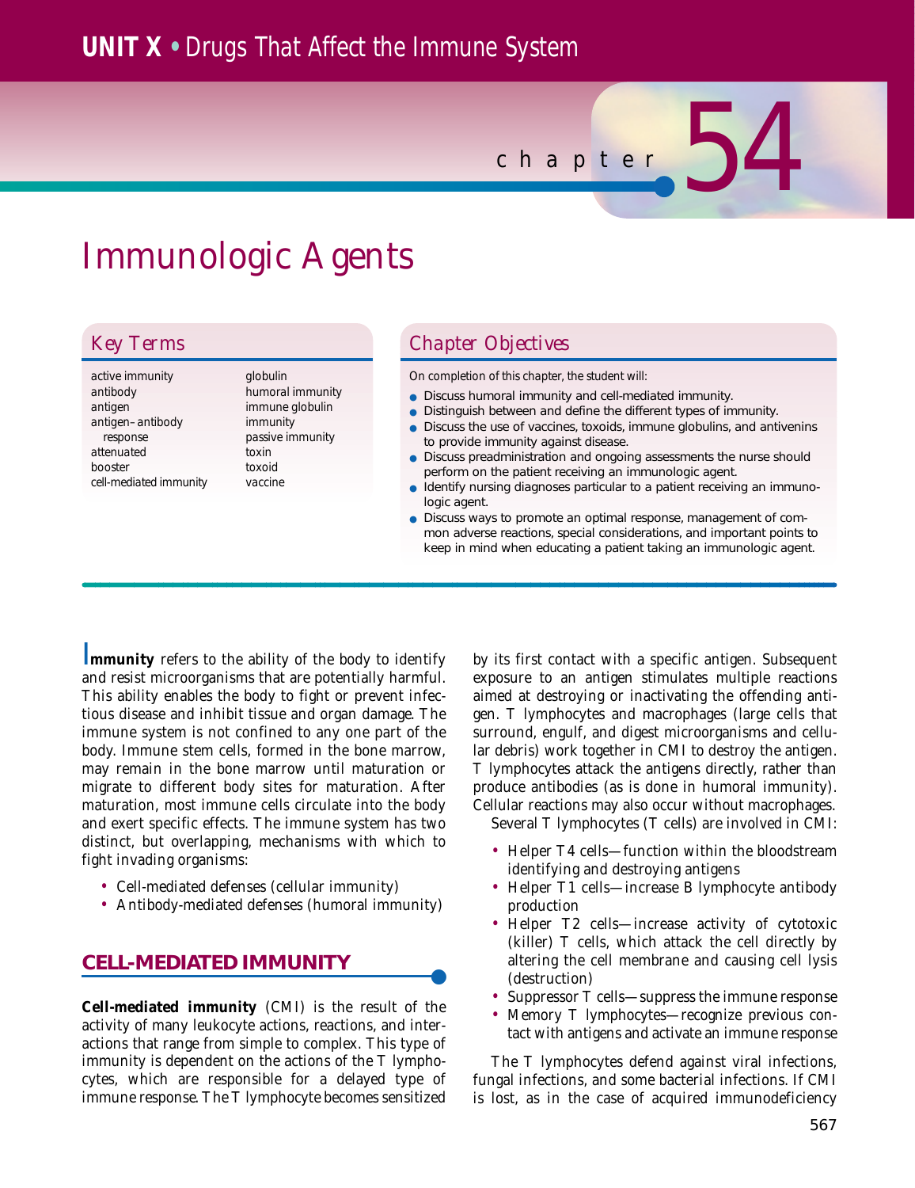# UNIT X • Drugs That Affect the Immune System

chapter 54

# Immunologic Agents

## Key Terms

- active immunity
- antibody
- antigen
- antigen–antibody response
- attenuated
- booster
- cell-mediated immunity
- globulin
- humoral immunity
- immune globulin
- immunity
- passive immunity
- toxin
- toxoid
- vaccine

## Chapter Objectives

On completion of this chapter, the student will:

- Discuss humoral immunity and cell-mediated immunity.
- Distinguish between and define the different types of immunity.
- Discuss the use of vaccines, toxoids, immune globulins, and antivenins to provide immunity against disease.
- Discuss preadministration and ongoing assessments the nurse should perform on the patient receiving an immunologic agent.
- Identify nursing diagnoses particular to a patient receiving an immunologic agent.
- Discuss ways to promote an optimal response, management of common adverse reactions, special considerations, and important points to keep in mind when educating a patient taking an immunologic agent.

**Immunity** refers to the ability of the body to identify and resist microorganisms that are potentially harmful. This ability enables the body to fight or prevent infectious disease and inhibit tissue and organ damage. The immune system is not confined to any one part of the body. Immune stem cells, formed in the bone marrow, may remain in the bone marrow until maturation or migrate to different body sites for maturation. After maturation, most immune cells circulate into the body and exert specific effects. The immune system has two distinct, but overlapping, mechanisms with which to fight invading organisms:

- Cell-mediated defenses (cellular immunity)
- Antibody-mediated defenses (humoral immunity)

## CELL-MEDIATED IMMUNITY

**Cell-mediated immunity** (CMI) is the result of the activity of many leukocyte actions, reactions, and interactions that range from simple to complex. This type of immunity is dependent on the actions of the T lymphocytes, which are responsible for a delayed type of immune response. The T lymphocyte becomes sensitized by its first contact with a specific antigen. Subsequent exposure to an antigen stimulates multiple reactions aimed at destroying or inactivating the offending antigen. T lymphocytes and macrophages (large cells that surround, engulf, and digest microorganisms and cellular debris) work together in CMI to destroy the antigen. T lymphocytes attack the antigens directly, rather than produce antibodies (as is done in humoral immunity). Cellular reactions may also occur without macrophages.

Several T lymphocytes (T cells) are involved in CMI:

- Helper T4 cells—function within the bloodstream identifying and destroying antigens
- Helper T1 cells—increase B lymphocyte antibody production
- Helper T2 cells—increase activity of cytotoxic (killer) T cells, which attack the cell directly by altering the cell membrane and causing cell lysis (destruction)
- Suppressor T cells—suppress the immune response
- Memory T lymphocytes—recognize previous contact with antigens and activate an immune response

The T lymphocytes defend against viral infections, fungal infections, and some bacterial infections. If CMI is lost, as in the case of acquired immunodeficiency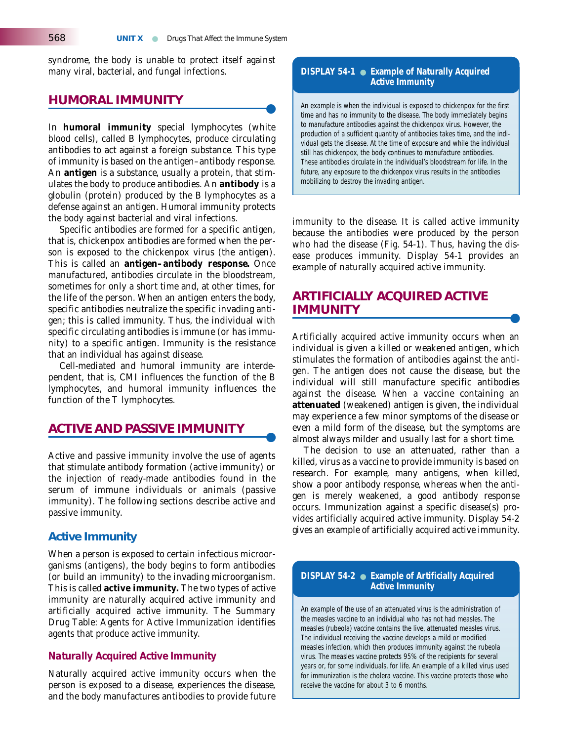syndrome, the body is unable to protect itself against many viral, bacterial, and fungal infections.

## HUMORAL IMMUNITY

In **humoral immunity** special lymphocytes (white blood cells), called B lymphocytes, produce circulating antibodies to act against a foreign substance. This type of immunity is based on the antigen–antibody response. An **antigen** is a substance, usually a protein, that stimulates the body to produce antibodies. An **antibody** is a globulin (protein) produced by the B lymphocytes as a defense against an antigen. Humoral immunity protects the body against bacterial and viral infections.

Specific antibodies are formed for a specific antigen, that is, chickenpox antibodies are formed when the person is exposed to the chickenpox virus (the antigen). This is called an **antigen–antibody response.** Once manufactured, antibodies circulate in the bloodstream, sometimes for only a short time and, at other times, for the life of the person. When an antigen enters the body, specific antibodies neutralize the specific invading antigen; this is called immunity. Thus, the individual with specific circulating antibodies is immune (or has immunity) to a specific antigen. Immunity is the resistance that an individual has against disease.

Cell-mediated and humoral immunity are interdependent, that is, CMI influences the function of the B lymphocytes, and humoral immunity influences the function of the T lymphocytes.

## ACTIVE AND PASSIVE IMMUNITY

Active and passive immunity involve the use of agents that stimulate antibody formation (active immunity) or the injection of ready-made antibodies found in the serum of immune individuals or animals (passive immunity). The following sections describe active and passive immunity.

### Active Immunity

When a person is exposed to certain infectious microorganisms (antigens), the body begins to form antibodies (or build an immunity) to the invading microorganism. This is called **active immunity.** The two types of active immunity are naturally acquired active immunity and artificially acquired active immunity. The Summary Drug Table: Agents for Active Immunization identifies agents that produce active immunity.

#### *Naturally Acquired Active Immunity*

Naturally acquired active immunity occurs when the person is exposed to a disease, experiences the disease, and the body manufactures antibodies to provide future immunity to the disease. It is called active immunity because the antibodies were produced by the person who had the disease (Fig. 54-1). Thus, having the disease produces immunity. Display 54-1 provides an example of naturally acquired active immunity.

**DISPLAY 54-1 ● Example of Naturally Acquired Active Immunity**

An example is when the individual is exposed to chickenpox for the first time and has no immunity to the disease. The body immediately begins to manufacture antibodies against the chickenpox virus. However, the production of a sufficient quantity of antibodies takes time, and the individual gets the disease. At the time of exposure and while the individual still has chickenpox, the body continues to manufacture antibodies. These antibodies circulate in the individual's bloodstream for life. In the future, any exposure to the chickenpox virus results in the antibodies mobilizing to destroy the invading antigen.

## ARTIFICIALLY ACQUIRED ACTIVE IMMUNITY

Artificially acquired active immunity occurs when an individual is given a killed or weakened antigen, which stimulates the formation of antibodies against the antigen. The antigen does not cause the disease, but the individual will still manufacture specific antibodies against the disease. When a vaccine containing an **attenuated** (weakened) antigen is given, the individual may experience a few minor symptoms of the disease or even a mild form of the disease, but the symptoms are almost always milder and usually last for a short time.

The decision to use an attenuated, rather than a killed, virus as a vaccine to provide immunity is based on research. For example, many antigens, when killed, show a poor antibody response, whereas when the antigen is merely weakened, a good antibody response occurs. Immunization against a specific disease(s) provides artificially acquired active immunity. Display 54-2 gives an example of artificially acquired active immunity.

**DISPLAY 54-2 ● Example of Artificially Acquired Active Immunity**

An example of the use of an attenuated virus is the administration of the measles vaccine to an individual who has not had measles. The measles (rubeola) vaccine contains the live, attenuated measles virus. The individual receiving the vaccine develops a mild or modified measles infection, which then produces immunity against the rubeola virus. The measles vaccine protects 95% of the recipients for several years or, for some individuals, for life. An example of a killed virus used for immunization is the cholera vaccine. This vaccine protects those who receive the vaccine for about 3 to 6 months.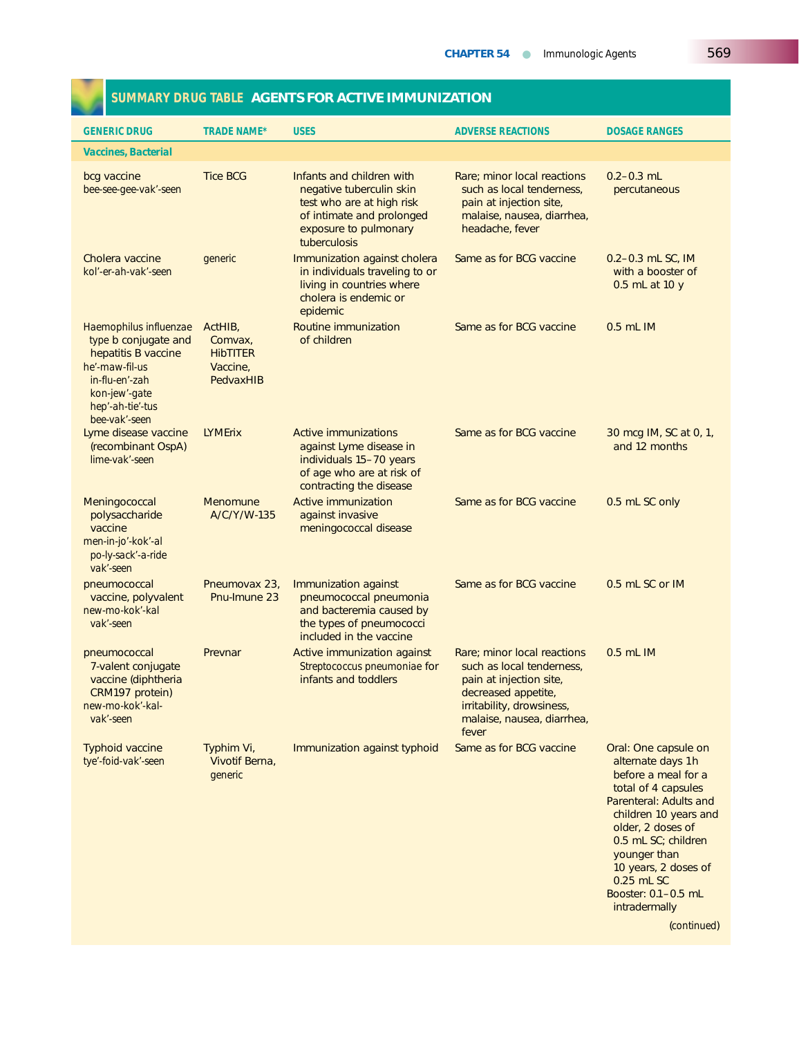## SUMMARY DRUG TABLE AGENTS FOR ACTIVE IMMUNIZATION

| GENERIC DRUG | TRADE NAME* | USES | ADVERSE REACTIONS | DOSAGE RANGES |
|---|---|---|---|---|
| **Vaccines, Bacterial** | | | | |
| bcg vaccine<br>bee-see-gee-vak'-seen | Tice BCG | Infants and children with negative tuberculin skin test who are at high risk of intimate and prolonged exposure to pulmonary tuberculosis | Rare; minor local reactions such as local tenderness, pain at injection site, malaise, nausea, diarrhea, headache, fever | 0.2–0.3 mL percutaneous |
| Cholera vaccine<br>kol'-er-ah-vak'-seen | generic | Immunization against cholera in individuals traveling to or living in countries where cholera is endemic or epidemic | Same as for BCG vaccine | 0.2–0.3 mL SC, IM with a booster of 0.5 mL at 10 y |
| Haemophilus influenzae type b conjugate and hepatitis B vaccine<br>he'-maw-fil-us in-flu-en'-zah kon-jew'-gate hep'-ah-tie'-tus bee-vak'-seen | ActHIB, Comvax, HibTITER Vaccine, PedvaxHIB | Routine immunization of children | Same as for BCG vaccine | 0.5 mL IM |
| Lyme disease vaccine (recombinant OspA)<br>lime-vak'-seen | LYMErix | Active immunizations against Lyme disease in individuals 15–70 years of age who are at risk of contracting the disease | Same as for BCG vaccine | 30 mcg IM, SC at 0, 1, and 12 months |
| Meningococcal polysaccharide vaccine<br>men-in-jo'-kok'-al po-ly-sack'-a-ride vak'-seen | Menomune A/C/Y/W-135 | Active immunization against invasive meningococcal disease | Same as for BCG vaccine | 0.5 mL SC only |
| pneumococcal vaccine, polyvalent<br>new-mo-kok'-kal vak'-seen | Pneumovax 23, Pnu-Imune 23 | Immunization against pneumococcal pneumonia and bacteremia caused by the types of pneumococci included in the vaccine | Same as for BCG vaccine | 0.5 mL SC or IM |
| pneumococcal 7-valent conjugate vaccine (diphtheria CRM197 protein)<br>new-mo-kok'-kal-vak'-seen | Prevnar | Active immunization against *Streptococcus pneumoniae* for infants and toddlers | Rare; minor local reactions such as local tenderness, pain at injection site, decreased appetite, irritability, drowsiness, malaise, nausea, diarrhea, fever | 0.5 mL IM |
| Typhoid vaccine<br>tye'-foid-vak'-seen | Typhim Vi, Vivotif Berna, generic | Immunization against typhoid | Same as for BCG vaccine | Oral: One capsule on alternate days 1h before a meal for a total of 4 capsules<br>Parenteral: Adults and children 10 years and older, 2 doses of 0.5 mL SC; children younger than 10 years, 2 doses of 0.25 mL SC<br>Booster: 0.1–0.5 mL intradermally |

(continued)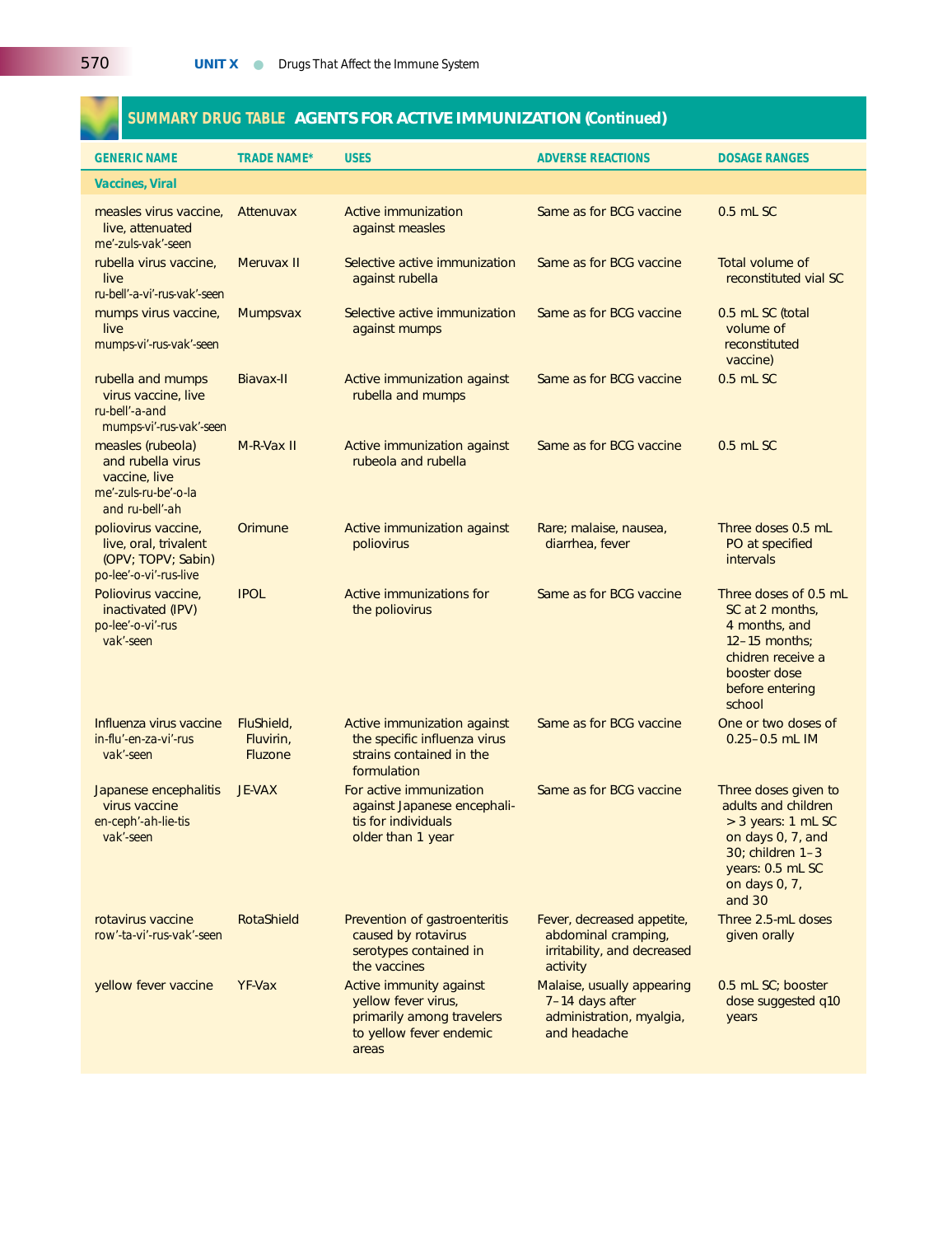## SUMMARY DRUG TABLE AGENTS FOR ACTIVE IMMUNIZATION (Continued)

| GENERIC NAME | TRADE NAME* | USES | ADVERSE REACTIONS | DOSAGE RANGES |
|---|---|---|---|---|
| **Vaccines, Viral** | | | | |
| measles virus vaccine, live, attenuated me'-zuls-vak'-seen | Attenuvax | Active immunization against measles | Same as for BCG vaccine | 0.5 mL SC |
| rubella virus vaccine, live ru-bell'-a-vi'-rus-vak'-seen | Meruvax II | Selective active immunization against rubella | Same as for BCG vaccine | Total volume of reconstituted vial SC |
| mumps virus vaccine, live mumps-vi'-rus-vak'-seen | Mumpsvax | Selective active immunization against mumps | Same as for BCG vaccine | 0.5 mL SC (total volume of reconstituted vaccine) |
| rubella and mumps virus vaccine, live ru-bell'-a-and mumps-vi'-rus-vak'-seen | Biavax-II | Active immunization against rubella and mumps | Same as for BCG vaccine | 0.5 mL SC |
| measles (rubeola) and rubella virus vaccine, live me'-zuls-ru-be'-o-la and ru-bell'-ah | M-R-Vax II | Active immunization against rubeola and rubella | Same as for BCG vaccine | 0.5 mL SC |
| poliovirus vaccine, live, oral, trivalent (OPV; TOPV; Sabin) po-lee'-o-vi'-rus-live | Orimune | Active immunization against poliovirus | Rare; malaise, nausea, diarrhea, fever | Three doses 0.5 mL PO at specified intervals |
| Poliovirus vaccine, inactivated (IPV) po-lee'-o-vi'-rus vak'-seen | IPOL | Active immunizations for the poliovirus | Same as for BCG vaccine | Three doses of 0.5 mL SC at 2 months, 4 months, and 12–15 months; chidren receive a booster dose before entering school |
| Influenza virus vaccine in-flu'-en-za-vi'-rus vak'-seen | FluShield, Fluvirin, Fluzone | Active immunization against the specific influenza virus strains contained in the formulation | Same as for BCG vaccine | One or two doses of 0.25–0.5 mL IM |
| Japanese encephalitis virus vaccine en-ceph'-ah-lie-tis vak'-seen | JE-VAX | For active immunization against Japanese encephalitis for individuals older than 1 year | Same as for BCG vaccine | Three doses given to adults and children > 3 years: 1 mL SC on days 0, 7, and 30; children 1–3 years: 0.5 mL SC on days 0, 7, and 30 |
| rotavirus vaccine row'-ta-vi'-rus-vak'-seen | RotaShield | Prevention of gastroenteritis caused by rotavirus serotypes contained in the vaccines | Fever, decreased appetite, abdominal cramping, irritability, and decreased activity | Three 2.5-mL doses given orally |
| yellow fever vaccine | YF-Vax | Active immunity against yellow fever virus, primarily among travelers to yellow fever endemic areas | Malaise, usually appearing 7–14 days after administration, myalgia, and headache | 0.5 mL SC; booster dose suggested q10 years |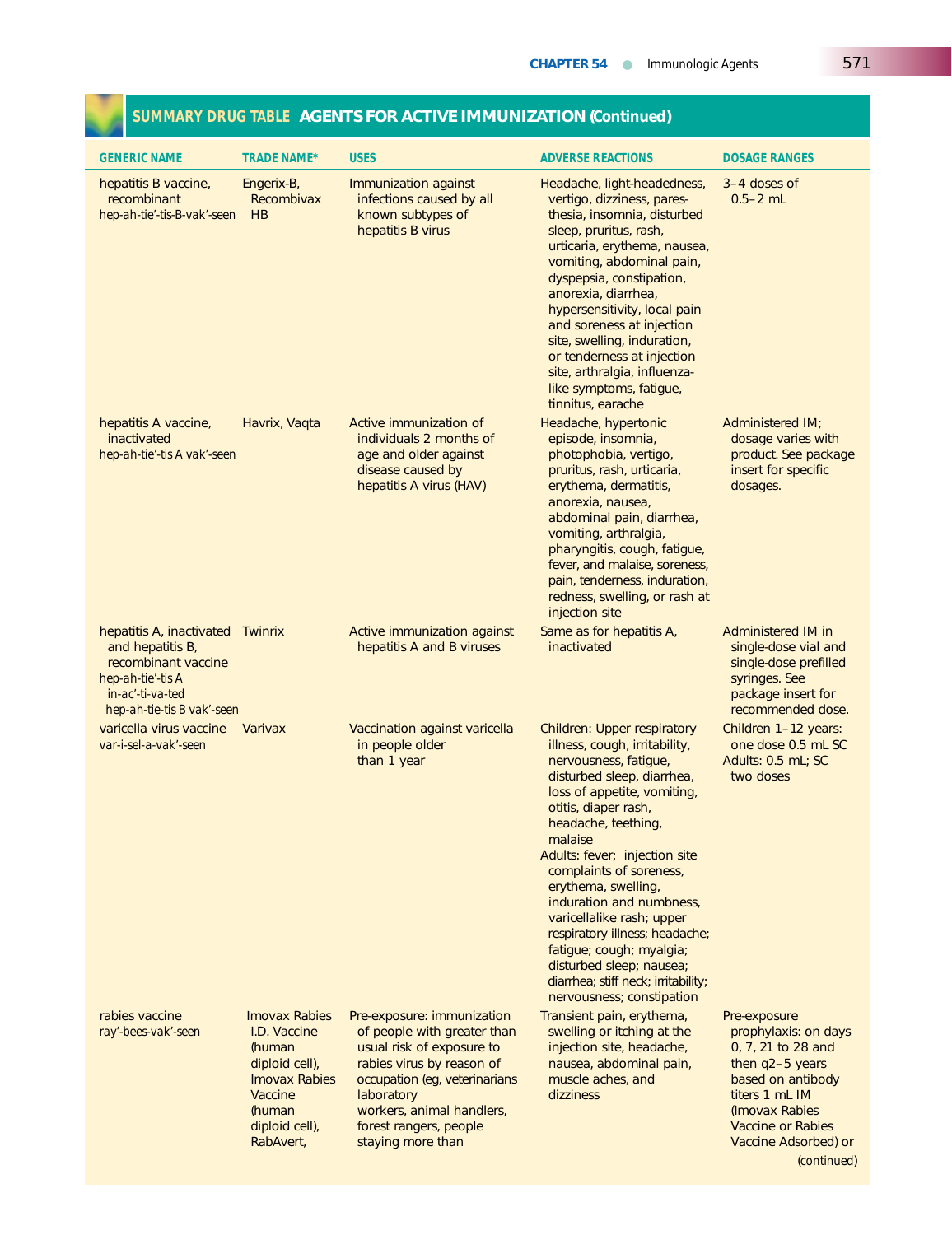## SUMMARY DRUG TABLE AGENTS FOR ACTIVE IMMUNIZATION (Continued)

| GENERIC NAME | TRADE NAME* | USES | ADVERSE REACTIONS | DOSAGE RANGES |
|---|---|---|---|---|
| hepatitis B vaccine, recombinant hep-ah-tie'-tis-B-vak'-seen | Engerix-B, Recombivax HB | Immunization against infections caused by all known subtypes of hepatitis B virus | Headache, light-headedness, vertigo, dizziness, paresthesia, insomnia, disturbed sleep, pruritus, rash, urticaria, erythema, nausea, vomiting, abdominal pain, dyspepsia, constipation, anorexia, diarrhea, hypersensitivity, local pain and soreness at injection site, swelling, induration, or tenderness at injection site, arthralgia, influenza-like symptoms, fatigue, tinnitus, earache | 3–4 doses of 0.5–2 mL |
| hepatitis A vaccine, inactivated hep-ah-tie'-tis A vak'-seen | Havrix, Vaqta | Active immunization of individuals 2 months of age and older against disease caused by hepatitis A virus (HAV) | Headache, hypertonic episode, insomnia, photophobia, vertigo, pruritus, rash, urticaria, erythema, dermatitis, anorexia, nausea, abdominal pain, diarrhea, vomiting, arthralgia, pharyngitis, cough, fatigue, fever, and malaise, soreness, pain, tenderness, induration, redness, swelling, or rash at injection site | Administered IM; dosage varies with product. See package insert for specific dosages. |
| hepatitis A, inactivated and hepatitis B, recombinant vaccine hep-ah-tie'-tis A in-ac'-ti-va-ted hep-ah-tie-tis B vak'-seen | Twinrix | Active immunization against hepatitis A and B viruses | Same as for hepatitis A, inactivated | Administered IM in single-dose vial and single-dose prefilled syringes. See package insert for recommended dose. |
| varicella virus vaccine var-i-sel-a-vak'-seen | Varivax | Vaccination against varicella in people older than 1 year | Children: Upper respiratory illness, cough, irritability, nervousness, fatigue, disturbed sleep, diarrhea, loss of appetite, vomiting, otitis, diaper rash, headache, teething, malaise<br>Adults: fever; injection site complaints of soreness, erythema, swelling, induration and numbness, varicellalike rash; upper respiratory illness; headache; fatigue; cough; myalgia; disturbed sleep; nausea; diarrhea; stiff neck; irritability; nervousness; constipation | Children 1–12 years: one dose 0.5 mL SC<br>Adults: 0.5 mL; SC two doses |
| rabies vaccine ray'-bees-vak'-seen | Imovax Rabies I.D. Vaccine (human diploid cell), Imovax Rabies Vaccine (human diploid cell), RabAvert, | Pre-exposure: immunization of people with greater than usual risk of exposure to rabies virus by reason of occupation (eg, veterinarians laboratory workers, animal handlers, forest rangers, people staying more than | Transient pain, erythema, swelling or itching at the injection site, headache, nausea, abdominal pain, muscle aches, and dizziness | Pre-exposure prophylaxis: on days 0, 7, 21 to 28 and then q2–5 years based on antibody titers 1 mL IM (Imovax Rabies Vaccine or Rabies Vaccine Adsorbed) or |

(continued)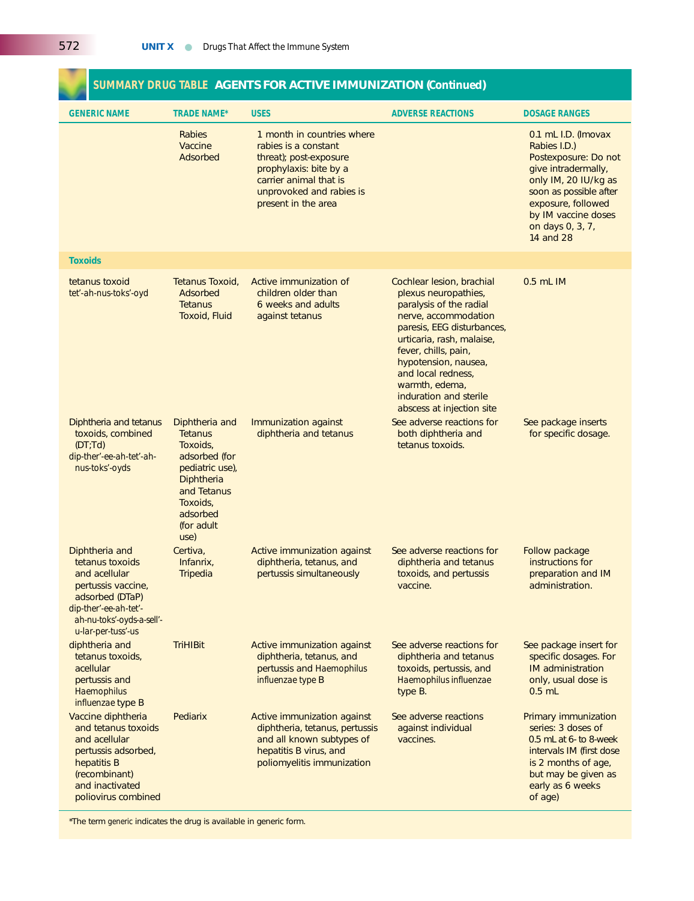## SUMMARY DRUG TABLE AGENTS FOR ACTIVE IMMUNIZATION (Continued)

| GENERIC NAME | TRADE NAME* | USES | ADVERSE REACTIONS | DOSAGE RANGES |
|---|---|---|---|---|
| | Rabies Vaccine Adsorbed | 1 month in countries where rabies is a constant threat); post-exposure prophylaxis: bite by a carrier animal that is unprovoked and rabies is present in the area | | 0.1 mL I.D. (Imovax Rabies I.D.) Postexposure: Do not give intradermally, only IM, 20 IU/kg as soon as possible after exposure, followed by IM vaccine doses on days 0, 3, 7, 14 and 28 |
| **Toxoids** | | | | |
| tetanus toxoid tet'-ah-nus-toks'-oyd | Tetanus Toxoid, Adsorbed Tetanus Toxoid, Fluid | Active immunization of children older than 6 weeks and adults against tetanus | Cochlear lesion, brachial plexus neuropathies, paralysis of the radial nerve, accommodation paresis, EEG disturbances, urticaria, rash, malaise, fever, chills, pain, hypotension, nausea, and local redness, warmth, edema, induration and sterile abscess at injection site | 0.5 mL IM |
| Diphtheria and tetanus toxoids, combined (DT;Td) dip-ther'-ee-ah-tet'-ah-nus-toks'-oyds | Diphtheria and Tetanus Toxoids, adsorbed (for pediatric use), Diphtheria and Tetanus Toxoids, adsorbed (for adult use) | Immunization against diphtheria and tetanus | See adverse reactions for both diphtheria and tetanus toxoids. | See package inserts for specific dosage. |
| Diphtheria and tetanus toxoids and acellular pertussis vaccine, adsorbed (DTaP) dip-ther'-ee-ah-tet'-ah-nu-toks'-oyds-a-sell'-u-lar-per-tuss'-us | Certiva, Infanrix, Tripedia | Active immunization against diphtheria, tetanus, and pertussis simultaneously | See adverse reactions for diphtheria and tetanus toxoids, and pertussis vaccine. | Follow package instructions for preparation and IM administration. |
| diphtheria and tetanus toxoids, acellular pertussis and *Haemophilus influenzae* type B | TriHIBit | Active immunization against diphtheria, tetanus, and pertussis and *Haemophilus influenzae* type B | See adverse reactions for diphtheria and tetanus toxoids, pertussis, and *Haemophilus influenzae* type B. | See package insert for specific dosages. For IM administration only, usual dose is 0.5 mL |
| Vaccine diphtheria and tetanus toxoids and acellular pertussis adsorbed, hepatitis B (recombinant) and inactivated poliovirus combined | Pediarix | Active immunization against diphtheria, tetanus, pertussis and all known subtypes of hepatitis B virus, and poliomyelitis immunization | See adverse reactions against individual vaccines. | Primary immunization series: 3 doses of 0.5 mL at 6- to 8-week intervals IM (first dose is 2 months of age, but may be given as early as 6 weeks of age) |

*The term *generic* indicates the drug is available in generic form.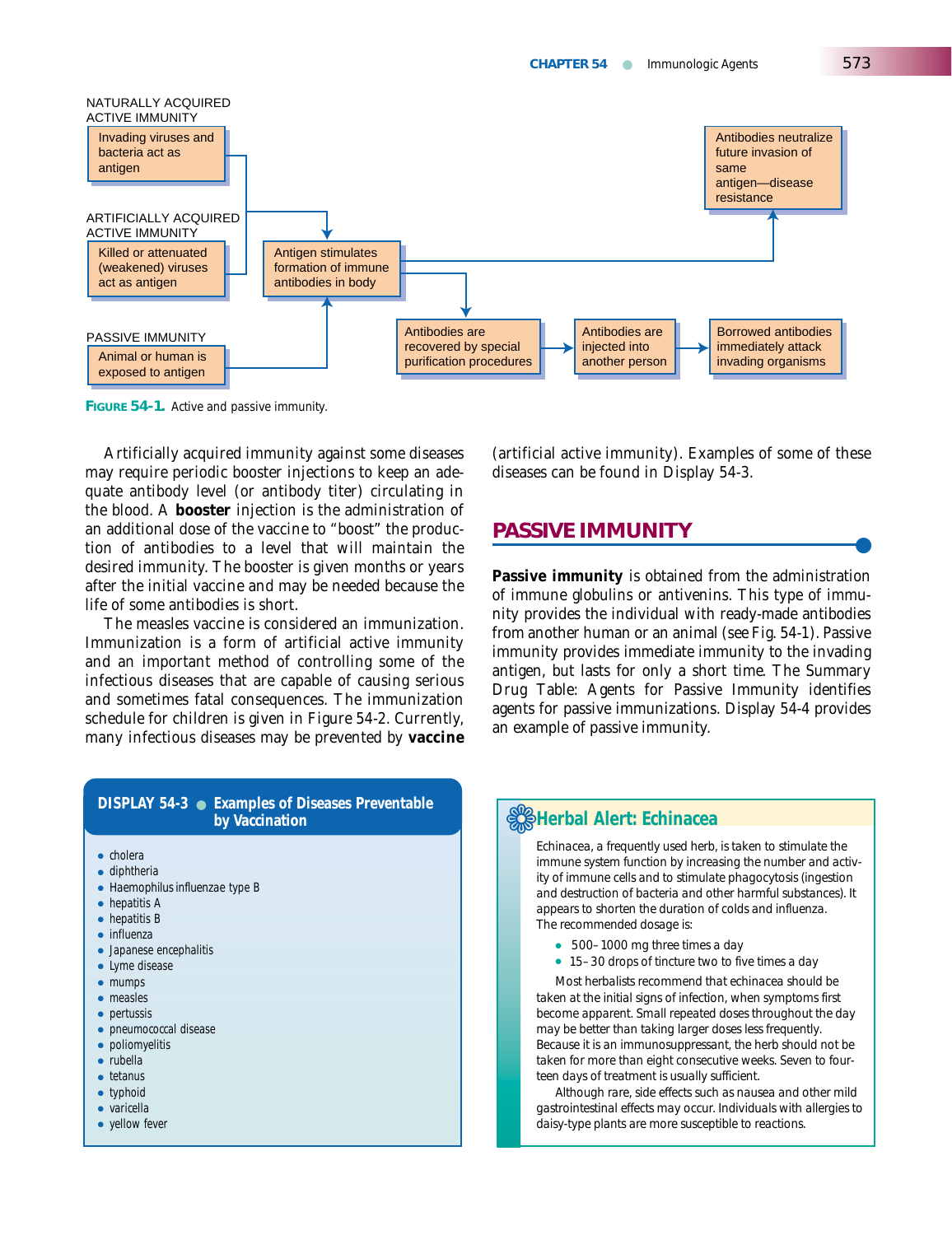NATURALLY ACQUIRED ACTIVE IMMUNITY

Invading viruses and bacteria act as antigen

ARTIFICIALLY ACQUIRED ACTIVE IMMUNITY

Killed or attenuated (weakened) viruses act as antigen

PASSIVE IMMUNITY

Animal or human is exposed to antigen

Antigen stimulates formation of immune antibodies in body

Antibodies neutralize future invasion of same antigen—disease resistance

Antibodies are recovered by special purification procedures

Antibodies are injected into another person

Borrowed antibodies immediately attack invading organisms

**FIGURE 54-1.** Active and passive immunity.

Artificially acquired immunity against some diseases may require periodic booster injections to keep an adequate antibody level (or antibody titer) circulating in the blood. A **booster** injection is the administration of an additional dose of the vaccine to "boost" the production of antibodies to a level that will maintain the desired immunity. The booster is given months or years after the initial vaccine and may be needed because the life of some antibodies is short.

The measles vaccine is considered an immunization. Immunization is a form of artificial active immunity and an important method of controlling some of the infectious diseases that are capable of causing serious and sometimes fatal consequences. The immunization schedule for children is given in Figure 54-2. Currently, many infectious diseases may be prevented by **vaccine** (artificial active immunity). Examples of some of these diseases can be found in Display 54-3.

## PASSIVE IMMUNITY

**Passive immunity** is obtained from the administration of immune globulins or antivenins. This type of immunity provides the individual with ready-made antibodies from another human or an animal (see Fig. 54-1). Passive immunity provides immediate immunity to the invading antigen, but lasts for only a short time. The Summary Drug Table: Agents for Passive Immunity identifies agents for passive immunizations. Display 54-4 provides an example of passive immunity.

**DISPLAY 54-3 ● Examples of Diseases Preventable by Vaccination**

- cholera
- diphtheria
- Haemophilus influenzae type B
- hepatitis A
- hepatitis B
- influenza
- Japanese encephalitis
- Lyme disease
- mumps
- measles
- pertussis
- pneumococcal disease
- poliomyelitis
- rubella
- tetanus
- typhoid
- varicella
- yellow fever

**Herbal Alert: Echinacea**

Echinacea, a frequently used herb, is taken to stimulate the immune system function by increasing the number and activity of immune cells and to stimulate phagocytosis (ingestion and destruction of bacteria and other harmful substances). It appears to shorten the duration of colds and influenza.

The recommended dosage is:

- 500–1000 mg three times a day
- 15–30 drops of tincture two to five times a day

Most herbalists recommend that echinacea should be taken at the initial signs of infection, when symptoms first become apparent. Small repeated doses throughout the day may be better than taking larger doses less frequently. Because it is an immunosuppressant, the herb should not be taken for more than eight consecutive weeks. Seven to fourteen days of treatment is usually sufficient.

Although rare, side effects such as nausea and other mild gastrointestinal effects may occur. Individuals with allergies to daisy-type plants are more susceptible to reactions.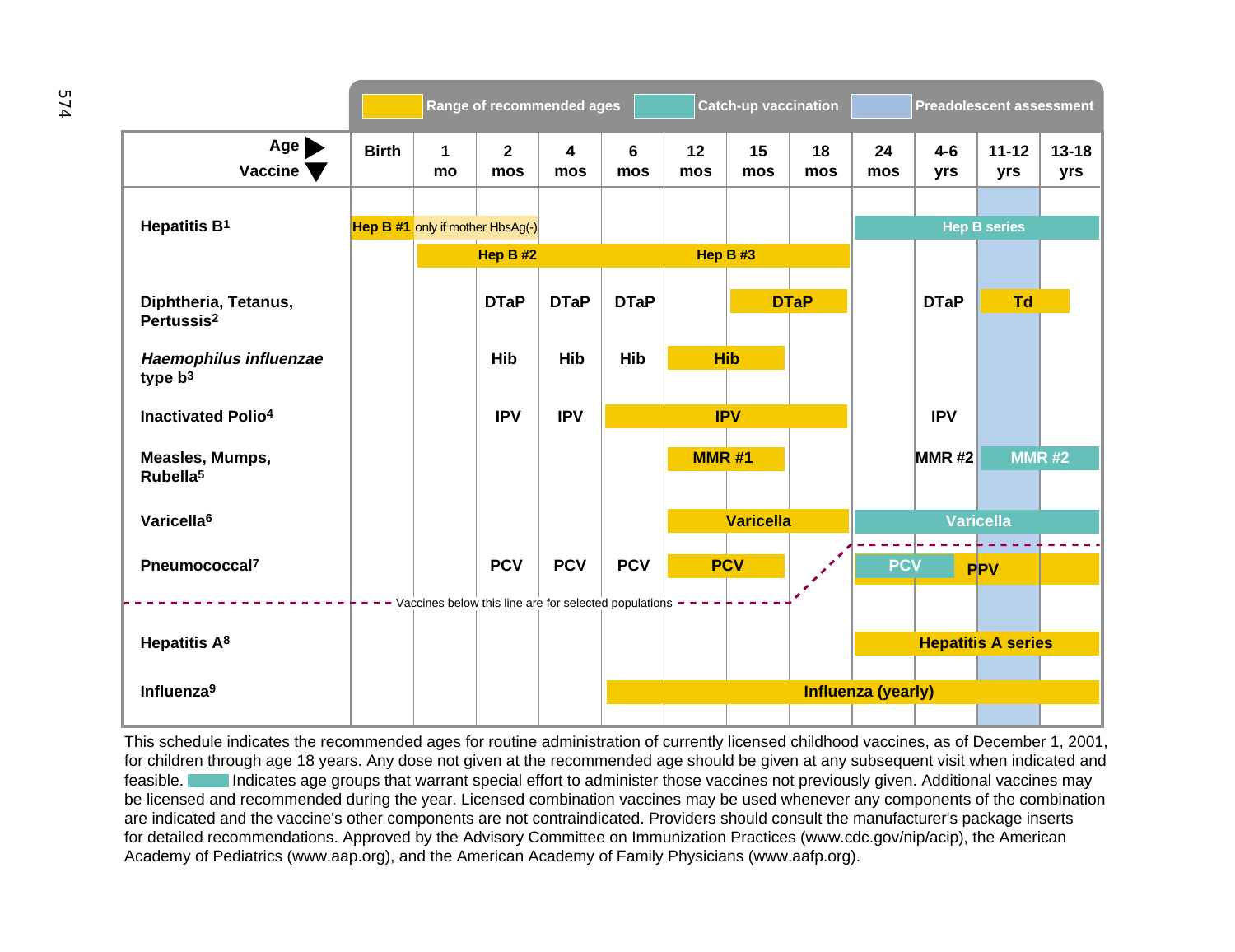| Age ► / Vaccine ▼ | Birth | 1 mo | 2 mos | 4 mos | 6 mos | 12 mos | 15 mos | 18 mos | 24 mos | 4-6 yrs | 11-12 yrs | 13-18 yrs |
|---|---|---|---|---|---|---|---|---|---|---|---|---|
| Hepatitis B[1] | Hep B #1 | only if mother HbsAg(-) | | | | | | | Hep B series (catch-up) | | | |
| | | Hep B #2 | Hep B #2 | | Hep B #3 | Hep B #3 | Hep B #3 | Hep B #3 | | | | |
| Diphtheria, Tetanus, Pertussis[2] | | | DTaP | DTaP | DTaP | | DTaP | DTaP | | DTaP | Td | Td |
| *Haemophilus influenzae* type b[3] | | | Hib | Hib | Hib | Hib | Hib | | | | | |
| Inactivated Polio[4] | | | IPV | IPV | IPV | IPV | IPV | IPV | | IPV | | |
| Measles, Mumps, Rubella[5] | | | | | | MMR #1 | MMR #1 | | | MMR #2 | MMR #2 (catch-up) | MMR #2 (catch-up) |
| Varicella[6] | | | | | | Varicella | Varicella | Varicella | Varicella (catch-up) | Varicella (catch-up) | Varicella (catch-up) | Varicella (catch-up) |
| Pneumococcal[7] | | | PCV | PCV | PCV | PCV | PCV | | PCV (catch-up) / PPV | PPV | PPV | PPV |
| *Vaccines below this line are for selected populations* | | | | | | | | | | | | |
| Hepatitis A[8] | | | | | | | | | Hepatitis A series | Hepatitis A series | Hepatitis A series | Hepatitis A series |
| Influenza[9] | | | | | Influenza (yearly) | Influenza (yearly) | Influenza (yearly) | Influenza (yearly) | Influenza (yearly) | Influenza (yearly) | Influenza (yearly) | Influenza (yearly) |

Legend: Range of recommended ages; Catch-up vaccination; Preadolescent assessment (11-12 yrs).

This schedule indicates the recommended ages for routine administration of currently licensed childhood vaccines, as of December 1, 2001, for children through age 18 years. Any dose not given at the recommended age should be given at any subsequent visit when indicated and feasible. [Catch-up vaccination] Indicates age groups that warrant special effort to administer those vaccines not previously given. Additional vaccines may be licensed and recommended during the year. Licensed combination vaccines may be used whenever any components of the combination are indicated and the vaccine's other components are not contraindicated. Providers should consult the manufacturer's package inserts for detailed recommendations. Approved by the Advisory Committee on Immunization Practices (www.cdc.gov/nip/acip), the American Academy of Pediatrics (www.aap.org), and the American Academy of Family Physicians (www.aafp.org).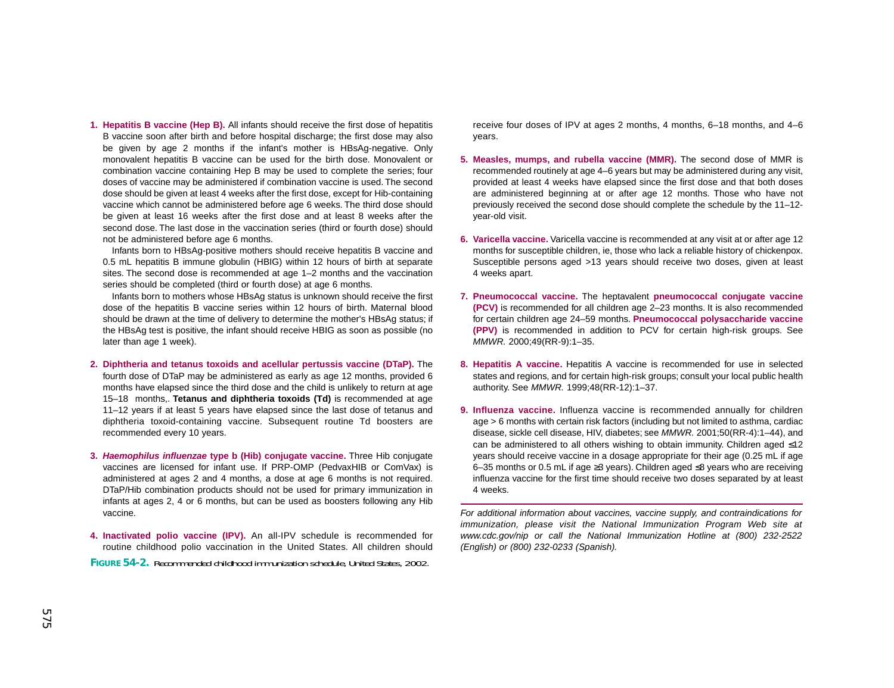1. **Hepatitis B vaccine (Hep B).** All infants should receive the first dose of hepatitis B vaccine soon after birth and before hospital discharge; the first dose may also be given by age 2 months if the infant's mother is HBsAg-negative. Only monovalent hepatitis B vaccine can be used for the birth dose. Monovalent or combination vaccine containing Hep B may be used to complete the series; four doses of vaccine may be administered if combination vaccine is used. The second dose should be given at least 4 weeks after the first dose, except for Hib-containing vaccine which cannot be administered before age 6 weeks. The third dose should be given at least 16 weeks after the first dose and at least 8 weeks after the second dose. The last dose in the vaccination series (third or fourth dose) should not be administered before age 6 months.

   Infants born to HBsAg-positive mothers should receive hepatitis B vaccine and 0.5 mL hepatitis B immune globulin (HBIG) within 12 hours of birth at separate sites. The second dose is recommended at age 1–2 months and the vaccination series should be completed (third or fourth dose) at age 6 months.

   Infants born to mothers whose HBsAg status is unknown should receive the first dose of the hepatitis B vaccine series within 12 hours of birth. Maternal blood should be drawn at the time of delivery to determine the mother's HBsAg status; if the HBsAg test is positive, the infant should receive HBIG as soon as possible (no later than age 1 week).

2. **Diphtheria and tetanus toxoids and acellular pertussis vaccine (DTaP).** The fourth dose of DTaP may be administered as early as age 12 months, provided 6 months have elapsed since the third dose and the child is unlikely to return at age 15–18 months,. **Tetanus and diphtheria toxoids (Td)** is recommended at age 11–12 years if at least 5 years have elapsed since the last dose of tetanus and diphtheria toxoid-containing vaccine. Subsequent routine Td boosters are recommended every 10 years.

3. ***Haemophilus influenzae* type b (Hib) conjugate vaccine.** Three Hib conjugate vaccines are licensed for infant use. If PRP-OMP (PedvaxHIB or ComVax) is administered at ages 2 and 4 months, a dose at age 6 months is not required. DTaP/Hib combination products should not be used for primary immunization in infants at ages 2, 4 or 6 months, but can be used as boosters following any Hib vaccine.

4. **Inactivated polio vaccine (IPV).** An all-IPV schedule is recommended for routine childhood polio vaccination in the United States. All children should receive four doses of IPV at ages 2 months, 4 months, 6–18 months, and 4–6 years.

5. **Measles, mumps, and rubella vaccine (MMR).** The second dose of MMR is recommended routinely at age 4–6 years but may be administered during any visit, provided at least 4 weeks have elapsed since the first dose and that both doses are administered beginning at or after age 12 months. Those who have not previously received the second dose should complete the schedule by the 11–12-year-old visit.

6. **Varicella vaccine.** Varicella vaccine is recommended at any visit at or after age 12 months for susceptible children, ie, those who lack a reliable history of chickenpox. Susceptible persons aged >13 years should receive two doses, given at least 4 weeks apart.

7. **Pneumococcal vaccine.** The heptavalent **pneumococcal conjugate vaccine (PCV)** is recommended for all children age 2–23 months. It is also recommended for certain children age 24–59 months. **Pneumococcal polysaccharide vaccine (PPV)** is recommended in addition to PCV for certain high-risk groups. See *MMWR.* 2000;49(RR-9):1–35.

8. **Hepatitis A vaccine.** Hepatitis A vaccine is recommended for use in selected states and regions, and for certain high-risk groups; consult your local public health authority. See *MMWR.* 1999;48(RR-12):1–37.

9. **Influenza vaccine.** Influenza vaccine is recommended annually for children age > 6 months with certain risk factors (including but not limited to asthma, cardiac disease, sickle cell disease, HIV, diabetes; see *MMWR.* 2001;50(RR-4):1–44), and can be administered to all others wishing to obtain immunity. Children aged ≤12 years should receive vaccine in a dosage appropriate for their age (0.25 mL if age 6–35 months or 0.5 mL if age ≥3 years). Children aged ≤8 years who are receiving influenza vaccine for the first time should receive two doses separated by at least 4 weeks.

---

*For additional information about vaccines, vaccine supply, and contraindications for immunization, please visit the National Immunization Program Web site at www.cdc.gov/nip or call the National Immunization Hotline at (800) 232-2522 (English) or (800) 232-0233 (Spanish).*

**FIGURE 54-2.** Recommended childhood immunization schedule, United States, 2002.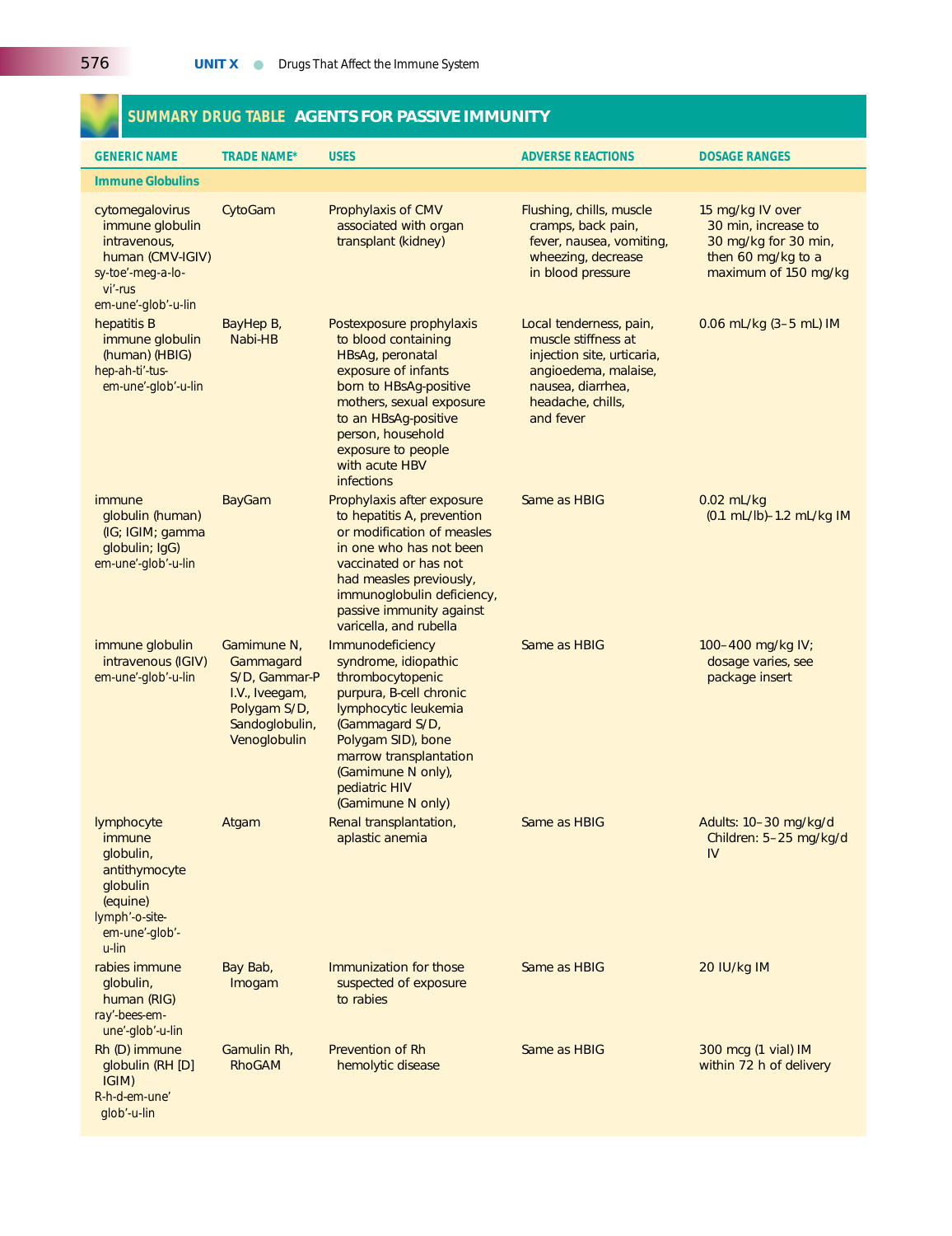## SUMMARY DRUG TABLE AGENTS FOR PASSIVE IMMUNITY

| GENERIC NAME | TRADE NAME* | USES | ADVERSE REACTIONS | DOSAGE RANGES |
|---|---|---|---|---|
| **Immune Globulins** | | | | |
| cytomegalovirus immune globulin intravenous, human (CMV-IGIV) sy-toe'-meg-a-lo-vi'-rus em-une'-glob'-u-lin | CytoGam | Prophylaxis of CMV associated with organ transplant (kidney) | Flushing, chills, muscle cramps, back pain, fever, nausea, vomiting, wheezing, decrease in blood pressure | 15 mg/kg IV over 30 min, increase to 30 mg/kg for 30 min, then 60 mg/kg to a maximum of 150 mg/kg |
| hepatitis B immune globulin (human) (HBIG) hep-ah-ti'-tus-em-une'-glob'-u-lin | BayHep B, Nabi-HB | Postexposure prophylaxis to blood containing HBsAg, peronatal exposure of infants born to HBsAg-positive mothers, sexual exposure to an HBsAg-positive person, household exposure to people with acute HBV infections | Local tenderness, pain, muscle stiffness at injection site, urticaria, angioedema, malaise, nausea, diarrhea, headache, chills, and fever | 0.06 mL/kg (3–5 mL) IM |
| immune globulin (human) (IG; IGIM; gamma globulin; IgG) em-une'-glob'-u-lin | BayGam | Prophylaxis after exposure to hepatitis A, prevention or modification of measles in one who has not been vaccinated or has not had measles previously, immunoglobulin deficiency, passive immunity against varicella, and rubella | Same as HBIG | 0.02 mL/kg (0.1 mL/lb)–1.2 mL/kg IM |
| immune globulin intravenous (IGIV) em-une'-glob'-u-lin | Gamimune N, Gammagard S/D, Gammar-P I.V., Iveegam, Polygam S/D, Sandoglobulin, Venoglobulin | Immunodeficiency syndrome, idiopathic thrombocytopenic purpura, B-cell chronic lymphocytic leukemia (Gammagard S/D, Polygam SID), bone marrow transplantation (Gamimune N only), pediatric HIV (Gamimune N only) | Same as HBIG | 100–400 mg/kg IV; dosage varies, see package insert |
| lymphocyte immune globulin, antithymocyte globulin (equine) lymph'-o-site-em-une'-glob'-u-lin | Atgam | Renal transplantation, aplastic anemia | Same as HBIG | Adults: 10–30 mg/kg/d Children: 5–25 mg/kg/d IV |
| rabies immune globulin, human (RIG) ray'-bees-em-une'-glob'-u-lin | Bay Bab, Imogam | Immunization for those suspected of exposure to rabies | Same as HBIG | 20 IU/kg IM |
| Rh (D) immune globulin (RH [D] IGIM) R-h-d-em-une' glob'-u-lin | Gamulin Rh, RhoGAM | Prevention of Rh hemolytic disease | Same as HBIG | 300 mcg (1 vial) IM within 72 h of delivery |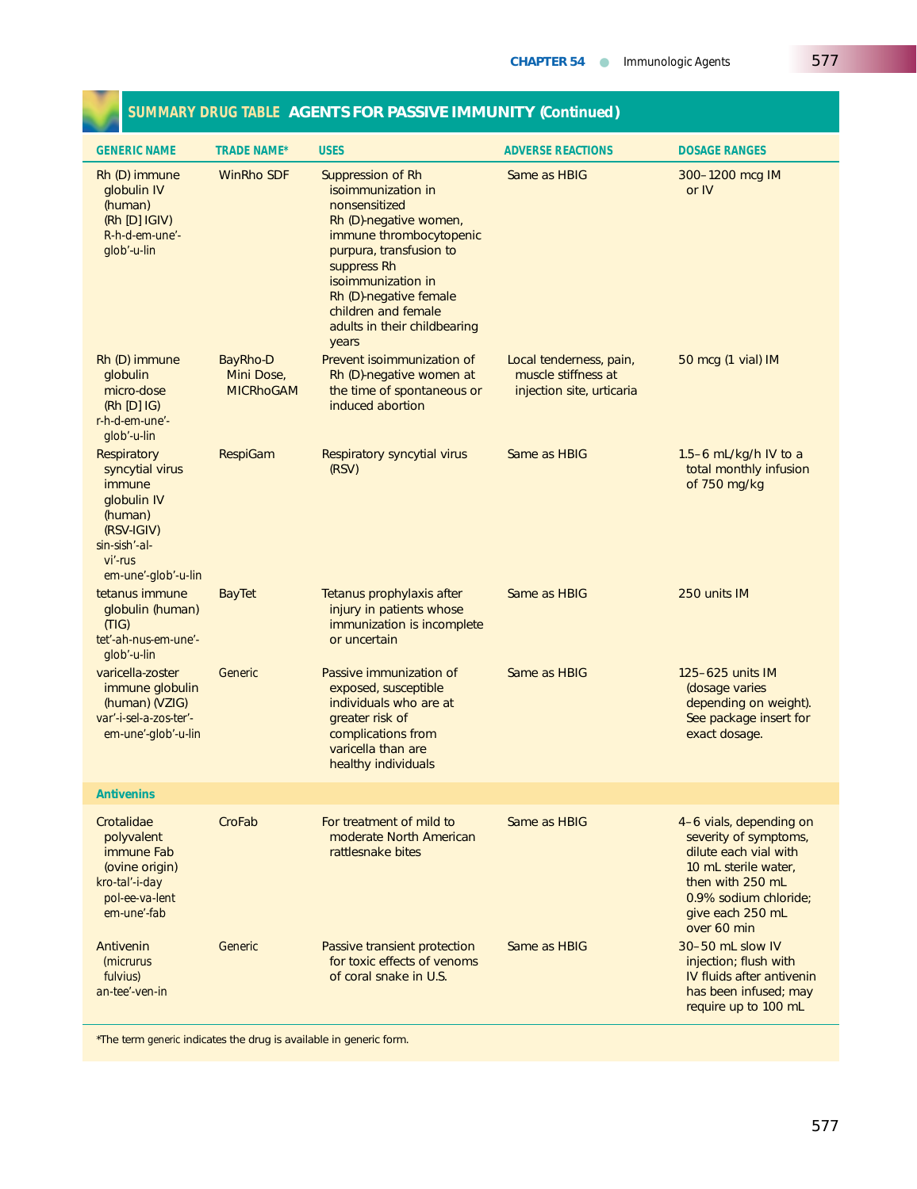## SUMMARY DRUG TABLE AGENTS FOR PASSIVE IMMUNITY (Continued)

| GENERIC NAME | TRADE NAME* | USES | ADVERSE REACTIONS | DOSAGE RANGES |
|---|---|---|---|---|
| Rh (D) immune globulin IV (human) (Rh [D] IGIV) R-h-d-em-une'-glob'-u-lin | WinRho SDF | Suppression of Rh isoimmunization in nonsensitized Rh (D)-negative women, immune thrombocytopenic purpura, transfusion to suppress Rh isoimmunization in Rh (D)-negative female children and female adults in their childbearing years | Same as HBIG | 300–1200 mcg IM or IV |
| Rh (D) immune globulin micro-dose (Rh [D] IG) r-h-d-em-une'-glob'-u-lin | BayRho-D Mini Dose, MICRhoGAM | Prevent isoimmunization of Rh (D)-negative women at the time of spontaneous or induced abortion | Local tenderness, pain, muscle stiffness at injection site, urticaria | 50 mcg (1 vial) IM |
| Respiratory syncytial virus immune globulin IV (human) (RSV-IGIV) sin-sish'-al-vi'-rus em-une'-glob'-u-lin | RespiGam | Respiratory syncytial virus (RSV) | Same as HBIG | 1.5–6 mL/kg/h IV to a total monthly infusion of 750 mg/kg |
| tetanus immune globulin (human) (TIG) tet'-ah-nus-em-une'-glob'-u-lin | BayTet | Tetanus prophylaxis after injury in patients whose immunization is incomplete or uncertain | Same as HBIG | 250 units IM |
| varicella-zoster immune globulin (human) (VZIG) var'-i-sel-a-zos-ter'-em-une'-glob'-u-lin | Generic | Passive immunization of exposed, susceptible individuals who are at greater risk of complications from varicella than are healthy individuals | Same as HBIG | 125–625 units IM (dosage varies depending on weight). See package insert for exact dosage. |
| **Antivenins** | | | | |
| Crotalidae polyvalent immune Fab (ovine origin) kro-tal'-i-day pol-ee-va-lent em-une'-fab | CroFab | For treatment of mild to moderate North American rattlesnake bites | Same as HBIG | 4–6 vials, depending on severity of symptoms, dilute each vial with 10 mL sterile water, then with 250 mL 0.9% sodium chloride; give each 250 mL over 60 min |
| Antivenin (micrurus fulvius) an-tee'-ven-in | Generic | Passive transient protection for toxic effects of venoms of coral snake in U.S. | Same as HBIG | 30–50 mL slow IV injection; flush with IV fluids after antivenin has been infused; may require up to 100 mL |

*The term generic indicates the drug is available in generic form.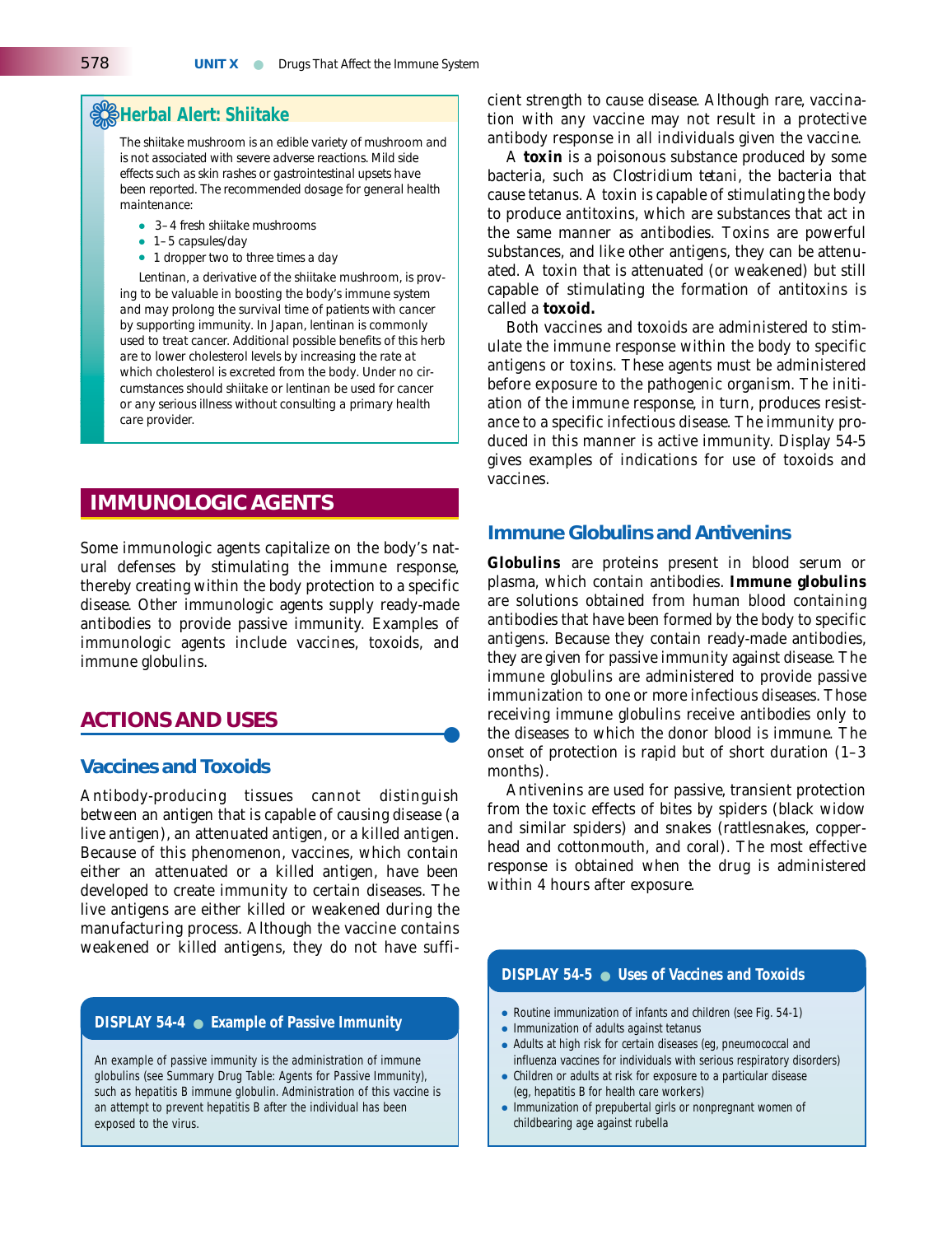### Herbal Alert: Shiitake

The shiitake mushroom is an edible variety of mushroom and is not associated with severe adverse reactions. Mild side effects such as skin rashes or gastrointestinal upsets have been reported. The recommended dosage for general health maintenance:

- 3–4 fresh shiitake mushrooms
- 1–5 capsules/day
- 1 dropper two to three times a day

Lentinan, a derivative of the shiitake mushroom, is proving to be valuable in boosting the body's immune system and may prolong the survival time of patients with cancer by supporting immunity. In Japan, lentinan is commonly used to treat cancer. Additional possible benefits of this herb are to lower cholesterol levels by increasing the rate at which cholesterol is excreted from the body. Under no circumstances should shiitake or lentinan be used for cancer or any serious illness without consulting a primary health care provider.

# IMMUNOLOGIC AGENTS

Some immunologic agents capitalize on the body's natural defenses by stimulating the immune response, thereby creating within the body protection to a specific disease. Other immunologic agents supply ready-made antibodies to provide passive immunity. Examples of immunologic agents include vaccines, toxoids, and immune globulins.

## ACTIONS AND USES

### Vaccines and Toxoids

Antibody-producing tissues cannot distinguish between an antigen that is capable of causing disease (a live antigen), an attenuated antigen, or a killed antigen. Because of this phenomenon, vaccines, which contain either an attenuated or a killed antigen, have been developed to create immunity to certain diseases. The live antigens are either killed or weakened during the manufacturing process. Although the vaccine contains weakened or killed antigens, they do not have sufficient strength to cause disease. Although rare, vaccination with any vaccine may not result in a protective antibody response in all individuals given the vaccine.

A **toxin** is a poisonous substance produced by some bacteria, such as *Clostridium tetani*, the bacteria that cause tetanus. A toxin is capable of stimulating the body to produce antitoxins, which are substances that act in the same manner as antibodies. Toxins are powerful substances, and like other antigens, they can be attenuated. A toxin that is attenuated (or weakened) but still capable of stimulating the formation of antitoxins is called a **toxoid.**

Both vaccines and toxoids are administered to stimulate the immune response within the body to specific antigens or toxins. These agents must be administered before exposure to the pathogenic organism. The initiation of the immune response, in turn, produces resistance to a specific infectious disease. The immunity produced in this manner is active immunity. Display 54-5 gives examples of indications for use of toxoids and vaccines.

### Immune Globulins and Antivenins

**Globulins** are proteins present in blood serum or plasma, which contain antibodies. **Immune globulins** are solutions obtained from human blood containing antibodies that have been formed by the body to specific antigens. Because they contain ready-made antibodies, they are given for passive immunity against disease. The immune globulins are administered to provide passive immunization to one or more infectious diseases. Those receiving immune globulins receive antibodies only to the diseases to which the donor blood is immune. The onset of protection is rapid but of short duration (1–3 months).

Antivenins are used for passive, transient protection from the toxic effects of bites by spiders (black widow and similar spiders) and snakes (rattlesnakes, copperhead and cottonmouth, and coral). The most effective response is obtained when the drug is administered within 4 hours after exposure.

**DISPLAY 54-4 ● Example of Passive Immunity**

An example of passive immunity is the administration of immune globulins (see Summary Drug Table: Agents for Passive Immunity), such as hepatitis B immune globulin. Administration of this vaccine is an attempt to prevent hepatitis B after the individual has been exposed to the virus.

**DISPLAY 54-5 ● Uses of Vaccines and Toxoids**

- Routine immunization of infants and children (see Fig. 54-1)
- Immunization of adults against tetanus
- Adults at high risk for certain diseases (eg, pneumococcal and influenza vaccines for individuals with serious respiratory disorders)
- Children or adults at risk for exposure to a particular disease (eg, hepatitis B for health care workers)
- Immunization of prepubertal girls or nonpregnant women of childbearing age against rubella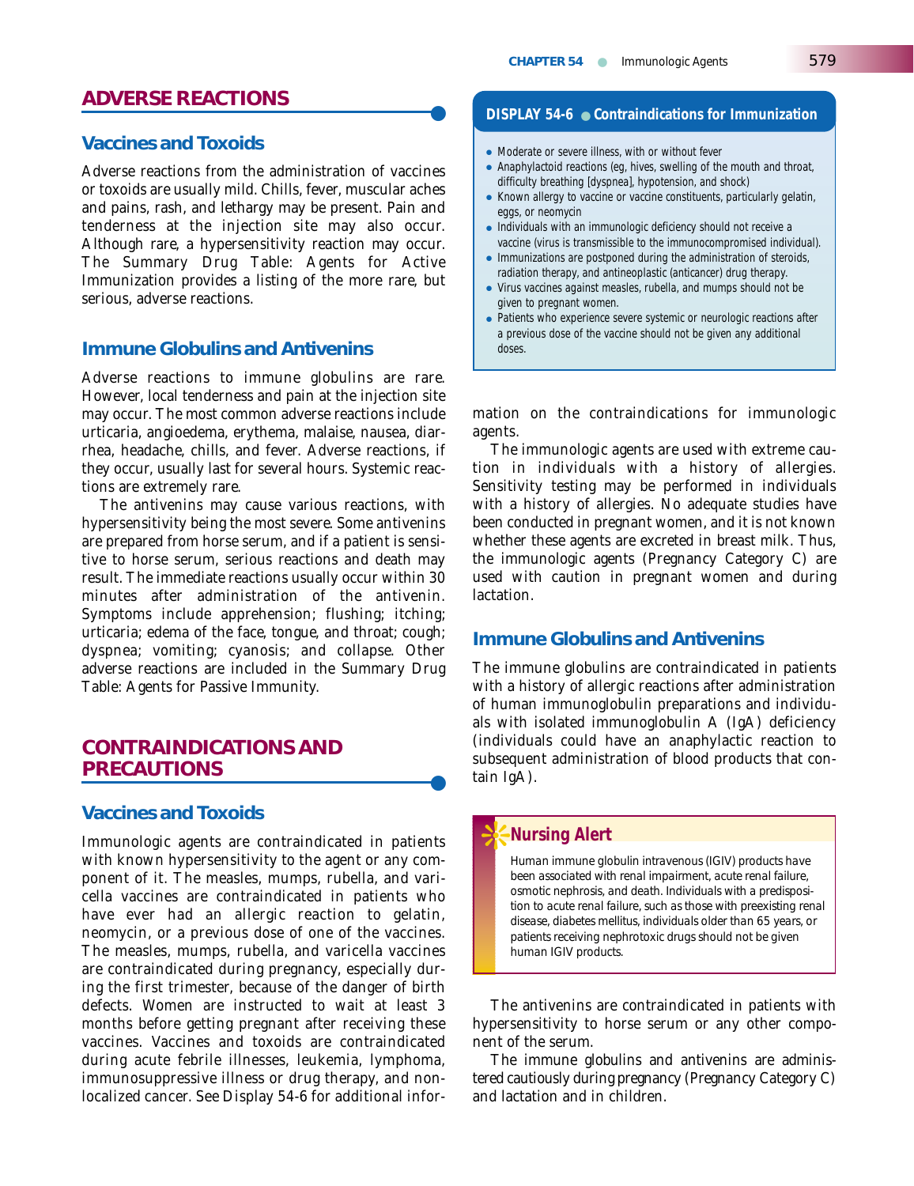## ADVERSE REACTIONS

### Vaccines and Toxoids

Adverse reactions from the administration of vaccines or toxoids are usually mild. Chills, fever, muscular aches and pains, rash, and lethargy may be present. Pain and tenderness at the injection site may also occur. Although rare, a hypersensitivity reaction may occur. The Summary Drug Table: Agents for Active Immunization provides a listing of the more rare, but serious, adverse reactions.

### Immune Globulins and Antivenins

Adverse reactions to immune globulins are rare. However, local tenderness and pain at the injection site may occur. The most common adverse reactions include urticaria, angioedema, erythema, malaise, nausea, diarrhea, headache, chills, and fever. Adverse reactions, if they occur, usually last for several hours. Systemic reactions are extremely rare.

The antivenins may cause various reactions, with hypersensitivity being the most severe. Some antivenins are prepared from horse serum, and if a patient is sensitive to horse serum, serious reactions and death may result. The immediate reactions usually occur within 30 minutes after administration of the antivenin. Symptoms include apprehension; flushing; itching; urticaria; edema of the face, tongue, and throat; cough; dyspnea; vomiting; cyanosis; and collapse. Other adverse reactions are included in the Summary Drug Table: Agents for Passive Immunity.

## CONTRAINDICATIONS AND PRECAUTIONS

### Vaccines and Toxoids

Immunologic agents are contraindicated in patients with known hypersensitivity to the agent or any component of it. The measles, mumps, rubella, and varicella vaccines are contraindicated in patients who have ever had an allergic reaction to gelatin, neomycin, or a previous dose of one of the vaccines. The measles, mumps, rubella, and varicella vaccines are contraindicated during pregnancy, especially during the first trimester, because of the danger of birth defects. Women are instructed to wait at least 3 months before getting pregnant after receiving these vaccines. Vaccines and toxoids are contraindicated during acute febrile illnesses, leukemia, lymphoma, immunosuppressive illness or drug therapy, and nonlocalized cancer. See Display 54-6 for additional information on the contraindications for immunologic agents.

**DISPLAY 54-6 • Contraindications for Immunization**

- Moderate or severe illness, with or without fever
- Anaphylactoid reactions (eg, hives, swelling of the mouth and throat, difficulty breathing [dyspnea], hypotension, and shock)
- Known allergy to vaccine or vaccine constituents, particularly gelatin, eggs, or neomycin
- Individuals with an immunologic deficiency should not receive a vaccine (virus is transmissible to the immunocompromised individual).
- Immunizations are postponed during the administration of steroids, radiation therapy, and antineoplastic (anticancer) drug therapy.
- Virus vaccines against measles, rubella, and mumps should not be given to pregnant women.
- Patients who experience severe systemic or neurologic reactions after a previous dose of the vaccine should not be given any additional doses.

The immunologic agents are used with extreme caution in individuals with a history of allergies. Sensitivity testing may be performed in individuals with a history of allergies. No adequate studies have been conducted in pregnant women, and it is not known whether these agents are excreted in breast milk. Thus, the immunologic agents (Pregnancy Category C) are used with caution in pregnant women and during lactation.

### Immune Globulins and Antivenins

The immune globulins are contraindicated in patients with a history of allergic reactions after administration of human immunoglobulin preparations and individuals with isolated immunoglobulin A (IgA) deficiency (individuals could have an anaphylactic reaction to subsequent administration of blood products that contain IgA).

**Nursing Alert**

Human immune globulin intravenous (IGIV) products have been associated with renal impairment, acute renal failure, osmotic nephrosis, and death. Individuals with a predisposition to acute renal failure, such as those with preexisting renal disease, diabetes mellitus, individuals older than 65 years, or patients receiving nephrotoxic drugs should not be given human IGIV products.

The antivenins are contraindicated in patients with hypersensitivity to horse serum or any other component of the serum.

The immune globulins and antivenins are administered cautiously during pregnancy (Pregnancy Category C) and lactation and in children.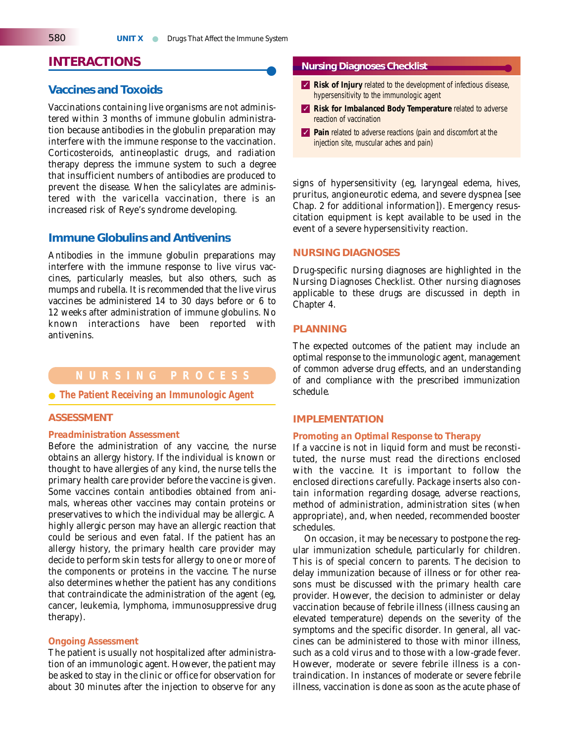## INTERACTIONS

### Vaccines and Toxoids

Vaccinations containing live organisms are not administered within 3 months of immune globulin administration because antibodies in the globulin preparation may interfere with the immune response to the vaccination. Corticosteroids, antineoplastic drugs, and radiation therapy depress the immune system to such a degree that insufficient numbers of antibodies are produced to prevent the disease. When the salicylates are administered with the varicella vaccination, there is an increased risk of Reye's syndrome developing.

### Immune Globulins and Antivenins

Antibodies in the immune globulin preparations may interfere with the immune response to live virus vaccines, particularly measles, but also others, such as mumps and rubella. It is recommended that the live virus vaccines be administered 14 to 30 days before or 6 to 12 weeks after administration of immune globulins. No known interactions have been reported with antivenins.

## NURSING PROCESS

### The Patient Receiving an Immunologic Agent

#### ASSESSMENT

##### *Preadministration Assessment*

Before the administration of any vaccine, the nurse obtains an allergy history. If the individual is known or thought to have allergies of any kind, the nurse tells the primary health care provider before the vaccine is given. Some vaccines contain antibodies obtained from animals, whereas other vaccines may contain proteins or preservatives to which the individual may be allergic. A highly allergic person may have an allergic reaction that could be serious and even fatal. If the patient has an allergy history, the primary health care provider may decide to perform skin tests for allergy to one or more of the components or proteins in the vaccine. The nurse also determines whether the patient has any conditions that contraindicate the administration of the agent (eg, cancer, leukemia, lymphoma, immunosuppressive drug therapy).

##### *Ongoing Assessment*

The patient is usually not hospitalized after administration of an immunologic agent. However, the patient may be asked to stay in the clinic or office for observation for about 30 minutes after the injection to observe for any signs of hypersensitivity (eg, laryngeal edema, hives, pruritus, angioneurotic edema, and severe dyspnea [see Chap. 2 for additional information]). Emergency resuscitation equipment is kept available to be used in the event of a severe hypersensitivity reaction.

> **Nursing Diagnoses Checklist**
>
> ✓ **Risk of Injury** related to the development of infectious disease, hypersensitivity to the immunologic agent
>
> ✓ **Risk for Imbalanced Body Temperature** related to adverse reaction of vaccination
>
> ✓ **Pain** related to adverse reactions (pain and discomfort at the injection site, muscular aches and pain)

#### NURSING DIAGNOSES

Drug-specific nursing diagnoses are highlighted in the Nursing Diagnoses Checklist. Other nursing diagnoses applicable to these drugs are discussed in depth in Chapter 4.

#### PLANNING

The expected outcomes of the patient may include an optimal response to the immunologic agent, management of common adverse drug effects, and an understanding of and compliance with the prescribed immunization schedule.

#### IMPLEMENTATION

##### *Promoting an Optimal Response to Therapy*

If a vaccine is not in liquid form and must be reconstituted, the nurse must read the directions enclosed with the vaccine. It is important to follow the enclosed directions carefully. Package inserts also contain information regarding dosage, adverse reactions, method of administration, administration sites (when appropriate), and, when needed, recommended booster schedules.

On occasion, it may be necessary to postpone the regular immunization schedule, particularly for children. This is of special concern to parents. The decision to delay immunization because of illness or for other reasons must be discussed with the primary health care provider. However, the decision to administer or delay vaccination because of febrile illness (illness causing an elevated temperature) depends on the severity of the symptoms and the specific disorder. In general, all vaccines can be administered to those with minor illness, such as a cold virus and to those with a low-grade fever. However, moderate or severe febrile illness is a contraindication. In instances of moderate or severe febrile illness, vaccination is done as soon as the acute phase of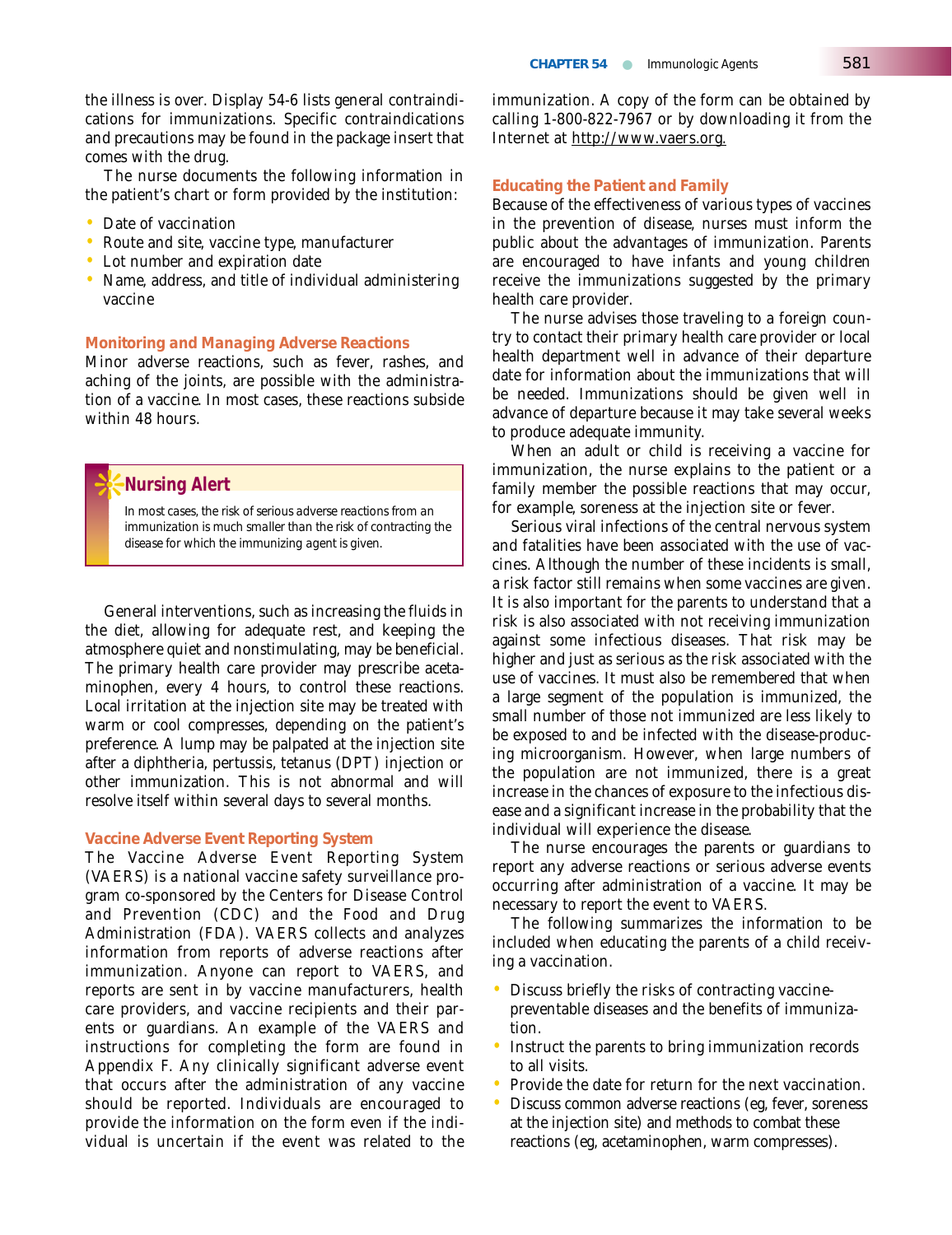the illness is over. Display 54-6 lists general contraindications for immunizations. Specific contraindications and precautions may be found in the package insert that comes with the drug.

The nurse documents the following information in the patient's chart or form provided by the institution:

- Date of vaccination
- Route and site, vaccine type, manufacturer
- Lot number and expiration date
- Name, address, and title of individual administering vaccine

### Monitoring and Managing Adverse Reactions

Minor adverse reactions, such as fever, rashes, and aching of the joints, are possible with the administration of a vaccine. In most cases, these reactions subside within 48 hours.

> **Nursing Alert**
>
> In most cases, the risk of serious adverse reactions from an immunization is much smaller than the risk of contracting the disease for which the immunizing agent is given.

General interventions, such as increasing the fluids in the diet, allowing for adequate rest, and keeping the atmosphere quiet and nonstimulating, may be beneficial. The primary health care provider may prescribe acetaminophen, every 4 hours, to control these reactions. Local irritation at the injection site may be treated with warm or cool compresses, depending on the patient's preference. A lump may be palpated at the injection site after a diphtheria, pertussis, tetanus (DPT) injection or other immunization. This is not abnormal and will resolve itself within several days to several months.

### Vaccine Adverse Event Reporting System

The Vaccine Adverse Event Reporting System (VAERS) is a national vaccine safety surveillance program co-sponsored by the Centers for Disease Control and Prevention (CDC) and the Food and Drug Administration (FDA). VAERS collects and analyzes information from reports of adverse reactions after immunization. Anyone can report to VAERS, and reports are sent in by vaccine manufacturers, health care providers, and vaccine recipients and their parents or guardians. An example of the VAERS and instructions for completing the form are found in Appendix F. Any clinically significant adverse event that occurs after the administration of any vaccine should be reported. Individuals are encouraged to provide the information on the form even if the individual is uncertain if the event was related to the immunization. A copy of the form can be obtained by calling 1-800-822-7967 or by downloading it from the Internet at http://www.vaers.org.

### Educating the Patient and Family

Because of the effectiveness of various types of vaccines in the prevention of disease, nurses must inform the public about the advantages of immunization. Parents are encouraged to have infants and young children receive the immunizations suggested by the primary health care provider.

The nurse advises those traveling to a foreign country to contact their primary health care provider or local health department well in advance of their departure date for information about the immunizations that will be needed. Immunizations should be given well in advance of departure because it may take several weeks to produce adequate immunity.

When an adult or child is receiving a vaccine for immunization, the nurse explains to the patient or a family member the possible reactions that may occur, for example, soreness at the injection site or fever.

Serious viral infections of the central nervous system and fatalities have been associated with the use of vaccines. Although the number of these incidents is small, a risk factor still remains when some vaccines are given. It is also important for the parents to understand that a risk is also associated with not receiving immunization against some infectious diseases. That risk may be higher and just as serious as the risk associated with the use of vaccines. It must also be remembered that when a large segment of the population is immunized, the small number of those not immunized are less likely to be exposed to and be infected with the disease-producing microorganism. However, when large numbers of the population are not immunized, there is a great increase in the chances of exposure to the infectious disease and a significant increase in the probability that the individual will experience the disease.

The nurse encourages the parents or guardians to report any adverse reactions or serious adverse events occurring after administration of a vaccine. It may be necessary to report the event to VAERS.

The following summarizes the information to be included when educating the parents of a child receiving a vaccination.

- Discuss briefly the risks of contracting vaccine-preventable diseases and the benefits of immunization.
- Instruct the parents to bring immunization records to all visits.
- Provide the date for return for the next vaccination.
- Discuss common adverse reactions (eg, fever, soreness at the injection site) and methods to combat these reactions (eg, acetaminophen, warm compresses).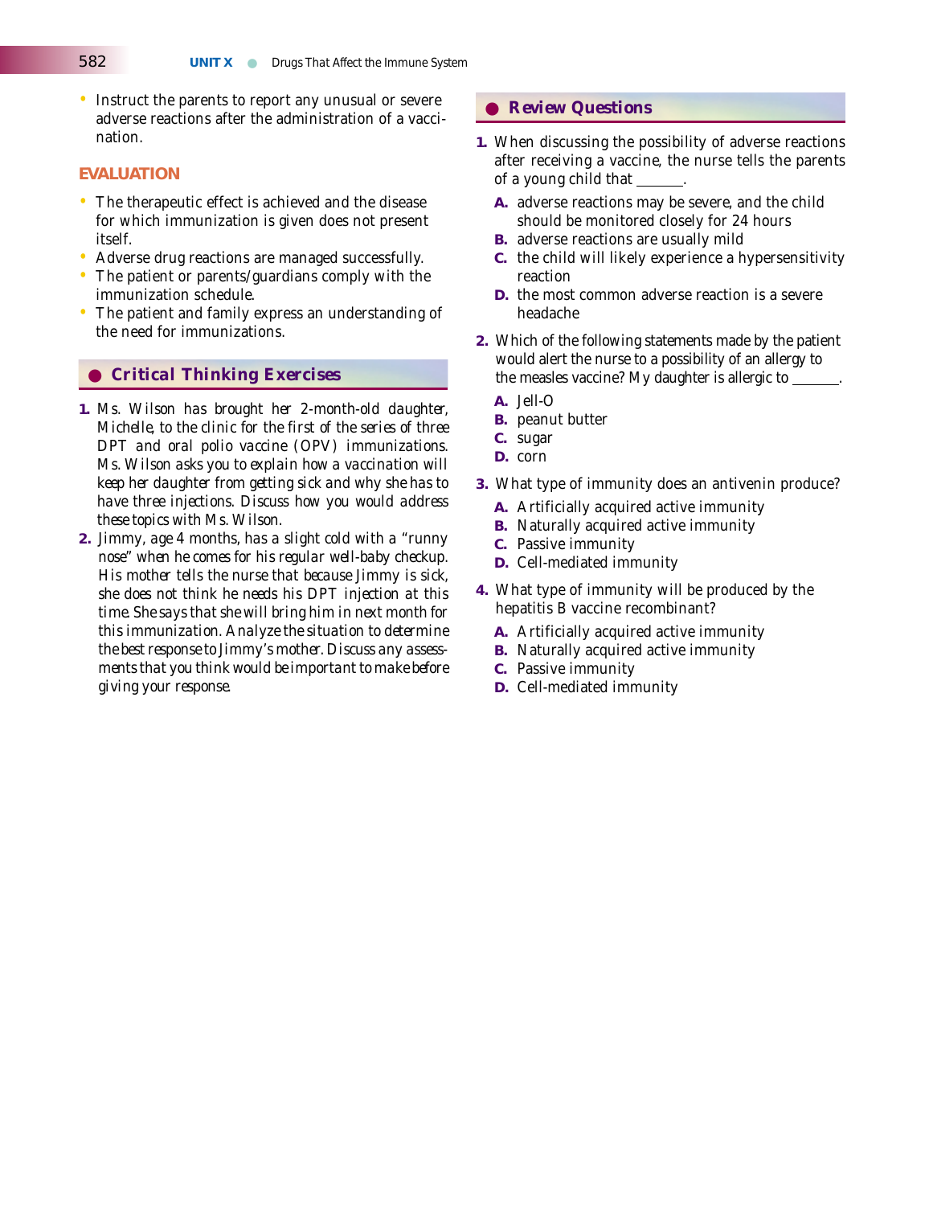- Instruct the parents to report any unusual or severe adverse reactions after the administration of a vaccination.

### EVALUATION

- The therapeutic effect is achieved and the disease for which immunization is given does not present itself.
- Adverse drug reactions are managed successfully.
- The patient or parents/guardians comply with the immunization schedule.
- The patient and family express an understanding of the need for immunizations.

## Critical Thinking Exercises

1. *Ms. Wilson has brought her 2-month-old daughter, Michelle, to the clinic for the first of the series of three DPT and oral polio vaccine (OPV) immunizations. Ms. Wilson asks you to explain how a vaccination will keep her daughter from getting sick and why she has to have three injections. Discuss how you would address these topics with Ms. Wilson.*
2. *Jimmy, age 4 months, has a slight cold with a "runny nose" when he comes for his regular well-baby checkup. His mother tells the nurse that because Jimmy is sick, she does not think he needs his DPT injection at this time. She says that she will bring him in next month for this immunization. Analyze the situation to determine the best response to Jimmy's mother. Discuss any assessments that you think would be important to make before giving your response.*

## Review Questions

1. When discussing the possibility of adverse reactions after receiving a vaccine, the nurse tells the parents of a young child that _______.
   - **A.** adverse reactions may be severe, and the child should be monitored closely for 24 hours
   - **B.** adverse reactions are usually mild
   - **C.** the child will likely experience a hypersensitivity reaction
   - **D.** the most common adverse reaction is a severe headache
2. Which of the following statements made by the patient would alert the nurse to a possibility of an allergy to the measles vaccine? My daughter is allergic to _______.
   - **A.** Jell-O
   - **B.** peanut butter
   - **C.** sugar
   - **D.** corn
3. What type of immunity does an antivenin produce?
   - **A.** Artificially acquired active immunity
   - **B.** Naturally acquired active immunity
   - **C.** Passive immunity
   - **D.** Cell-mediated immunity
4. What type of immunity will be produced by the hepatitis B vaccine recombinant?
   - **A.** Artificially acquired active immunity
   - **B.** Naturally acquired active immunity
   - **C.** Passive immunity
   - **D.** Cell-mediated immunity